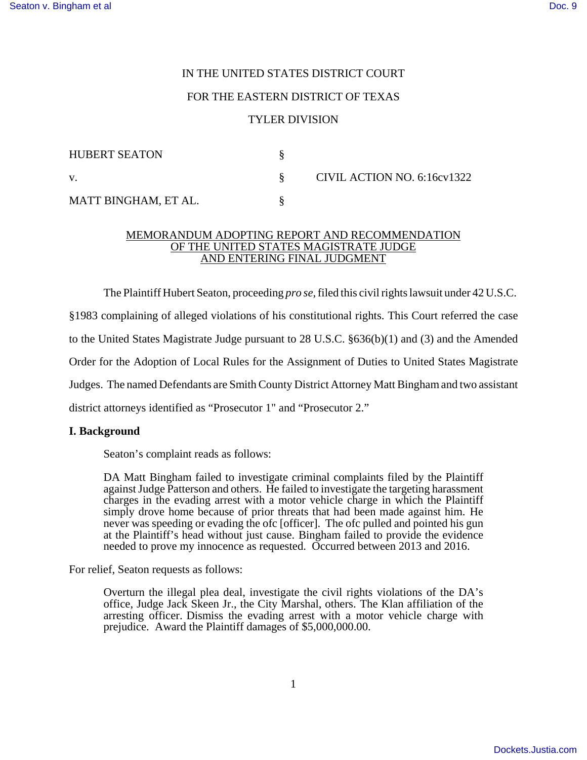IN THE UNITED STATES DISTRICT COURT

FOR THE EASTERN DISTRICT OF TEXAS

TYLER DIVISION

| | | |
|---|---|---|
| HUBERT SEATON | § | |
| v. | § | CIVIL ACTION NO. 6:16cv1322 |
| MATT BINGHAM, ET AL. | § | |

MEMORANDUM ADOPTING REPORT AND RECOMMENDATION
OF THE UNITED STATES MAGISTRATE JUDGE
AND ENTERING FINAL JUDGMENT

The Plaintiff Hubert Seaton, proceeding *pro se*, filed this civil rights lawsuit under 42 U.S.C. §1983 complaining of alleged violations of his constitutional rights. This Court referred the case to the United States Magistrate Judge pursuant to 28 U.S.C. §636(b)(1) and (3) and the Amended Order for the Adoption of Local Rules for the Assignment of Duties to United States Magistrate Judges. The named Defendants are Smith County District Attorney Matt Bingham and two assistant district attorneys identified as "Prosecutor 1" and "Prosecutor 2."

**I. Background**

Seaton's complaint reads as follows:

> DA Matt Bingham failed to investigate criminal complaints filed by the Plaintiff against Judge Patterson and others. He failed to investigate the targeting harassment charges in the evading arrest with a motor vehicle charge in which the Plaintiff simply drove home because of prior threats that had been made against him. He never was speeding or evading the ofc [officer]. The ofc pulled and pointed his gun at the Plaintiff's head without just cause. Bingham failed to provide the evidence needed to prove my innocence as requested. Occurred between 2013 and 2016.

For relief, Seaton requests as follows:

> Overturn the illegal plea deal, investigate the civil rights violations of the DA's office, Judge Jack Skeen Jr., the City Marshal, others. The Klan affiliation of the arresting officer. Dismiss the evading arrest with a motor vehicle charge with prejudice. Award the Plaintiff damages of $5,000,000.00.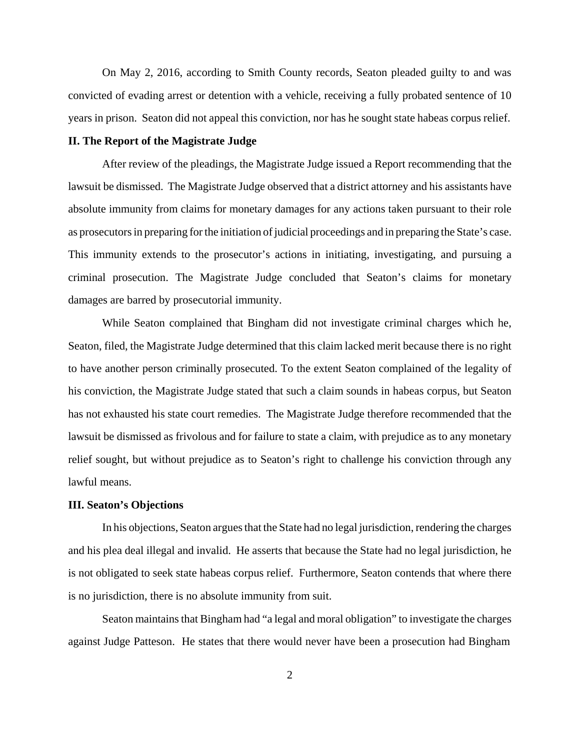On May 2, 2016, according to Smith County records, Seaton pleaded guilty to and was convicted of evading arrest or detention with a vehicle, receiving a fully probated sentence of 10 years in prison. Seaton did not appeal this conviction, nor has he sought state habeas corpus relief.

**II. The Report of the Magistrate Judge**

After review of the pleadings, the Magistrate Judge issued a Report recommending that the lawsuit be dismissed. The Magistrate Judge observed that a district attorney and his assistants have absolute immunity from claims for monetary damages for any actions taken pursuant to their role as prosecutors in preparing for the initiation of judicial proceedings and in preparing the State's case. This immunity extends to the prosecutor's actions in initiating, investigating, and pursuing a criminal prosecution. The Magistrate Judge concluded that Seaton's claims for monetary damages are barred by prosecutorial immunity.

While Seaton complained that Bingham did not investigate criminal charges which he, Seaton, filed, the Magistrate Judge determined that this claim lacked merit because there is no right to have another person criminally prosecuted. To the extent Seaton complained of the legality of his conviction, the Magistrate Judge stated that such a claim sounds in habeas corpus, but Seaton has not exhausted his state court remedies. The Magistrate Judge therefore recommended that the lawsuit be dismissed as frivolous and for failure to state a claim, with prejudice as to any monetary relief sought, but without prejudice as to Seaton's right to challenge his conviction through any lawful means.

**III. Seaton's Objections**

In his objections, Seaton argues that the State had no legal jurisdiction, rendering the charges and his plea deal illegal and invalid. He asserts that because the State had no legal jurisdiction, he is not obligated to seek state habeas corpus relief. Furthermore, Seaton contends that where there is no jurisdiction, there is no absolute immunity from suit.

Seaton maintains that Bingham had "a legal and moral obligation" to investigate the charges against Judge Patteson. He states that there would never have been a prosecution had Bingham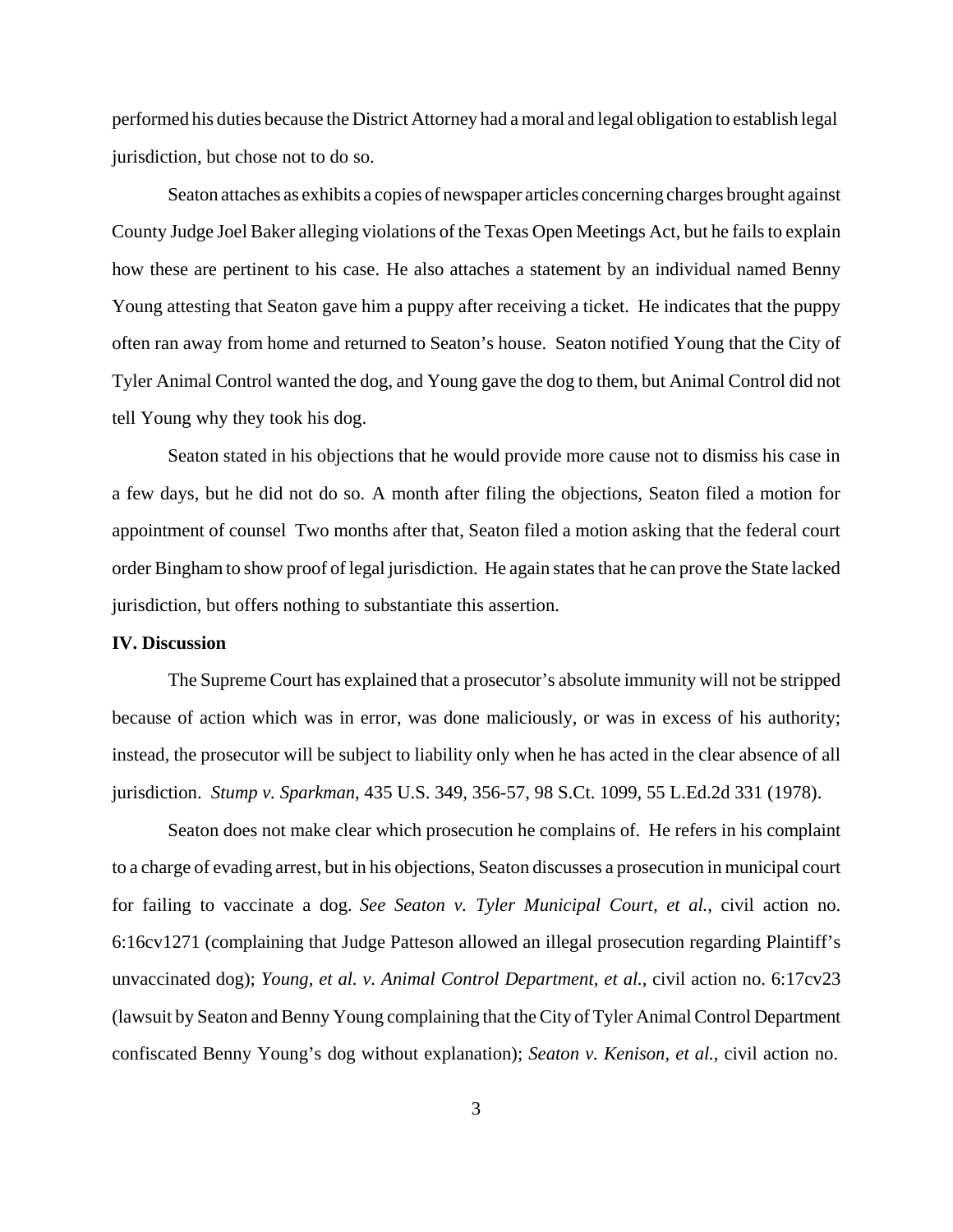performed his duties because the District Attorney had a moral and legal obligation to establish legal jurisdiction, but chose not to do so.

Seaton attaches as exhibits a copies of newspaper articles concerning charges brought against County Judge Joel Baker alleging violations of the Texas Open Meetings Act, but he fails to explain how these are pertinent to his case. He also attaches a statement by an individual named Benny Young attesting that Seaton gave him a puppy after receiving a ticket. He indicates that the puppy often ran away from home and returned to Seaton's house. Seaton notified Young that the City of Tyler Animal Control wanted the dog, and Young gave the dog to them, but Animal Control did not tell Young why they took his dog.

Seaton stated in his objections that he would provide more cause not to dismiss his case in a few days, but he did not do so. A month after filing the objections, Seaton filed a motion for appointment of counsel Two months after that, Seaton filed a motion asking that the federal court order Bingham to show proof of legal jurisdiction. He again states that he can prove the State lacked jurisdiction, but offers nothing to substantiate this assertion.

**IV. Discussion**

The Supreme Court has explained that a prosecutor's absolute immunity will not be stripped because of action which was in error, was done maliciously, or was in excess of his authority; instead, the prosecutor will be subject to liability only when he has acted in the clear absence of all jurisdiction. *Stump v. Sparkman*, 435 U.S. 349, 356-57, 98 S.Ct. 1099, 55 L.Ed.2d 331 (1978).

Seaton does not make clear which prosecution he complains of. He refers in his complaint to a charge of evading arrest, but in his objections, Seaton discusses a prosecution in municipal court for failing to vaccinate a dog. *See Seaton v. Tyler Municipal Court, et al.*, civil action no. 6:16cv1271 (complaining that Judge Patteson allowed an illegal prosecution regarding Plaintiff's unvaccinated dog); *Young, et al. v. Animal Control Department, et al.*, civil action no. 6:17cv23 (lawsuit by Seaton and Benny Young complaining that the City of Tyler Animal Control Department confiscated Benny Young's dog without explanation); *Seaton v. Kenison, et al.*, civil action no.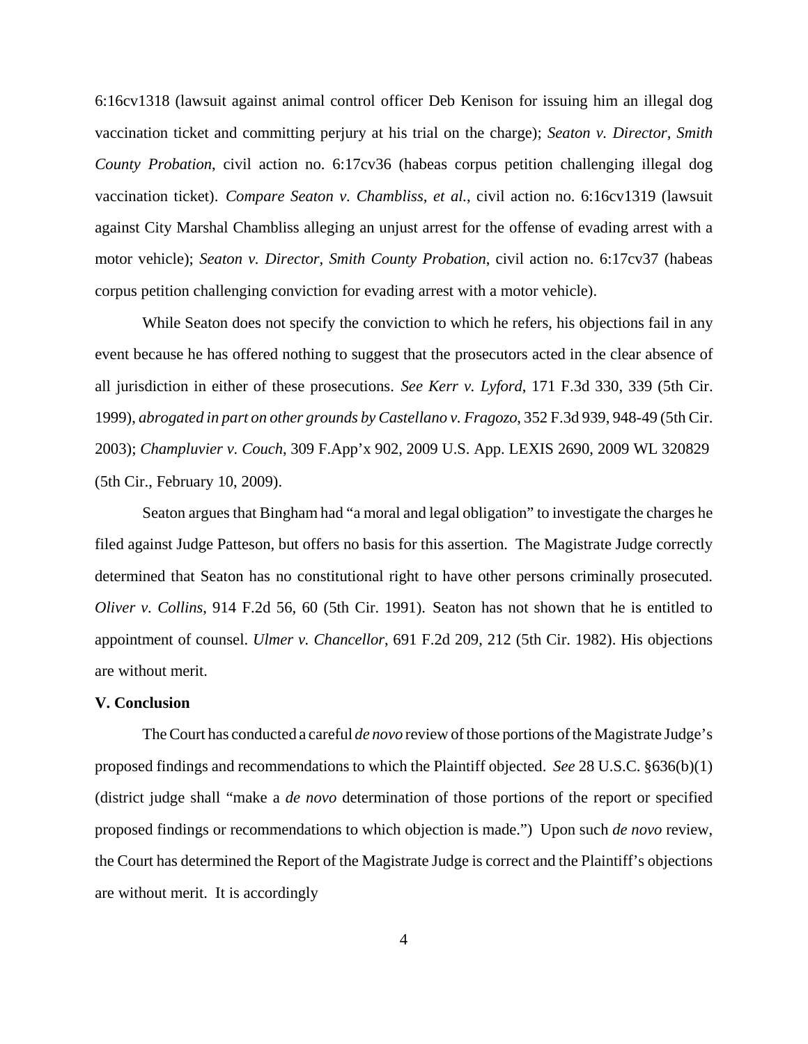6:16cv1318 (lawsuit against animal control officer Deb Kenison for issuing him an illegal dog vaccination ticket and committing perjury at his trial on the charge); *Seaton v. Director, Smith County Probation*, civil action no. 6:17cv36 (habeas corpus petition challenging illegal dog vaccination ticket). *Compare Seaton v. Chambliss, et al.*, civil action no. 6:16cv1319 (lawsuit against City Marshal Chambliss alleging an unjust arrest for the offense of evading arrest with a motor vehicle); *Seaton v. Director, Smith County Probation*, civil action no. 6:17cv37 (habeas corpus petition challenging conviction for evading arrest with a motor vehicle).

While Seaton does not specify the conviction to which he refers, his objections fail in any event because he has offered nothing to suggest that the prosecutors acted in the clear absence of all jurisdiction in either of these prosecutions. *See Kerr v. Lyford*, 171 F.3d 330, 339 (5th Cir. 1999), *abrogated in part on other grounds by Castellano v. Fragozo*, 352 F.3d 939, 948-49 (5th Cir. 2003); *Champluvier v. Couch*, 309 F.App'x 902, 2009 U.S. App. LEXIS 2690, 2009 WL 320829 (5th Cir., February 10, 2009).

Seaton argues that Bingham had "a moral and legal obligation" to investigate the charges he filed against Judge Patteson, but offers no basis for this assertion. The Magistrate Judge correctly determined that Seaton has no constitutional right to have other persons criminally prosecuted. *Oliver v. Collins*, 914 F.2d 56, 60 (5th Cir. 1991). Seaton has not shown that he is entitled to appointment of counsel. *Ulmer v. Chancellor*, 691 F.2d 209, 212 (5th Cir. 1982). His objections are without merit.

**V. Conclusion**

The Court has conducted a careful *de novo* review of those portions of the Magistrate Judge's proposed findings and recommendations to which the Plaintiff objected. *See* 28 U.S.C. §636(b)(1) (district judge shall "make a *de novo* determination of those portions of the report or specified proposed findings or recommendations to which objection is made.") Upon such *de novo* review, the Court has determined the Report of the Magistrate Judge is correct and the Plaintiff's objections are without merit. It is accordingly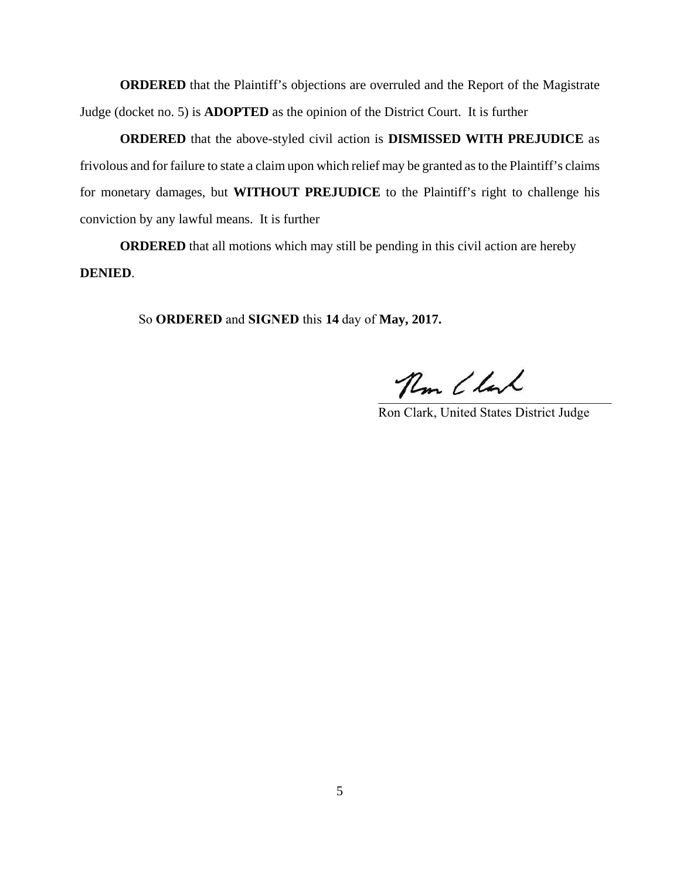**ORDERED** that the Plaintiff's objections are overruled and the Report of the Magistrate Judge (docket no. 5) is **ADOPTED** as the opinion of the District Court. It is further

**ORDERED** that the above-styled civil action is **DISMISSED WITH PREJUDICE** as frivolous and for failure to state a claim upon which relief may be granted as to the Plaintiff's claims for monetary damages, but **WITHOUT PREJUDICE** to the Plaintiff's right to challenge his conviction by any lawful means. It is further

**ORDERED** that all motions which may still be pending in this civil action are hereby **DENIED**.

So **ORDERED** and **SIGNED** this **14** day of **May, 2017.**

Ron Clark, United States District Judge